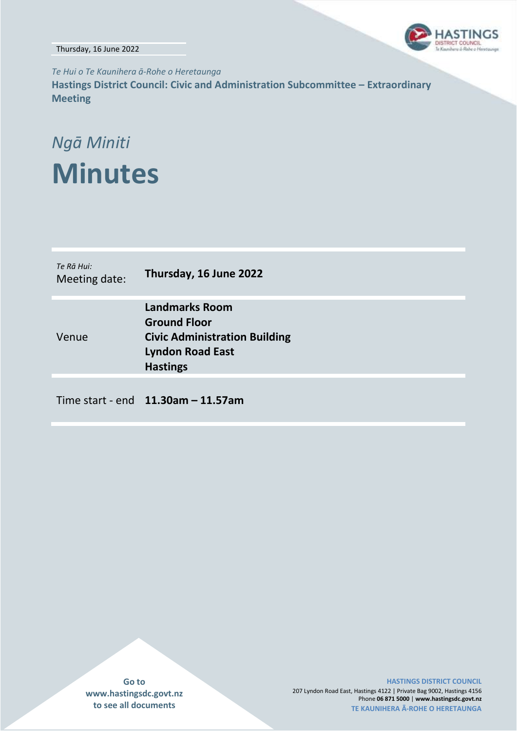Thursday, 16 June 2022

*Te Hui o Te Kaunihera ā-Rohe o Heretaunga*

**Hastings District Council: Civic and Administration Subcommittee – Extraordinary Meeting**

*Ngā Miniti*

# Minutes

| *Te Rā Hui:* Meeting date: | **Thursday, 16 June 2022** |
|---|---|
| Venue | **Landmarks Room**<br>**Ground Floor**<br>**Civic Administration Building**<br>**Lyndon Road East**<br>**Hastings** |
| Time start - end | **11.30am – 11.57am** |

**Go to www.hastingsdc.govt.nz to see all documents**

**HASTINGS DISTRICT COUNCIL**
207 Lyndon Road East, Hastings 4122 | Private Bag 9002, Hastings 4156
Phone **06 871 5000** | **www.hastingsdc.govt.nz**
**TE KAUNIHERA Ā-ROHE O HERETAUNGA**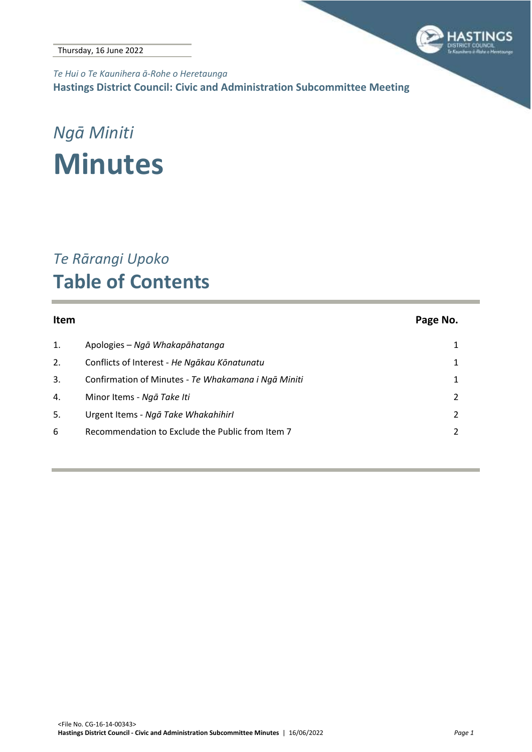Thursday, 16 June 2022

*Te Hui o Te Kaunihera ā-Rohe o Heretaunga*

**Hastings District Council: Civic and Administration Subcommittee Meeting**

# *Ngā Miniti*

# Minutes

## *Te Rārangi Upoko*

## Table of Contents

| Item | | Page No. |
|---|---|---|
| 1. | Apologies – *Ngā Whakapāhatanga* | 1 |
| 2. | Conflicts of Interest - *He Ngākau Kōnatunatu* | 1 |
| 3. | Confirmation of Minutes - *Te Whakamana i Ngā Miniti* | 1 |
| 4. | Minor Items - *Ngā Take Iti* | 2 |
| 5. | Urgent Items - *Ngā Take WhakahihirI* | 2 |
| 6 | Recommendation to Exclude the Public from Item 7 | 2 |

<File No. CG-16-14-00343>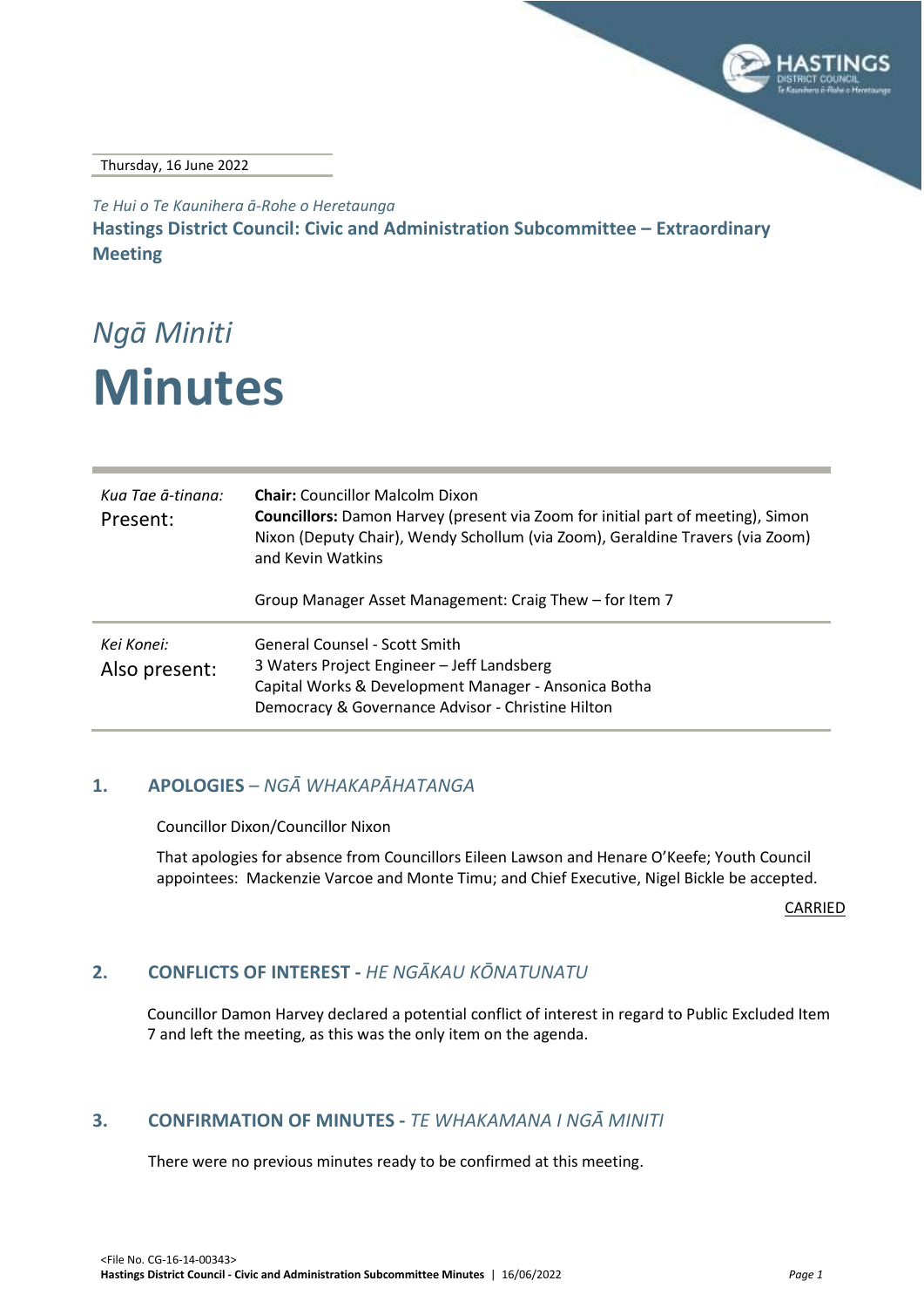Thursday, 16 June 2022

*Te Hui o Te Kaunihera ā-Rohe o Heretaunga*

## Hastings District Council: Civic and Administration Subcommittee – Extraordinary Meeting

*Ngā Miniti*

# Minutes

| | |
|---|---|
| *Kua Tae ā-tinana:* Present: | **Chair:** Councillor Malcolm Dixon<br>**Councillors:** Damon Harvey (present via Zoom for initial part of meeting), Simon Nixon (Deputy Chair), Wendy Schollum (via Zoom), Geraldine Travers (via Zoom) and Kevin Watkins<br><br>Group Manager Asset Management: Craig Thew – for Item 7 |
| *Kei Konei:* Also present: | General Counsel - Scott Smith<br>3 Waters Project Engineer – Jeff Landsberg<br>Capital Works & Development Manager - Ansonica Botha<br>Democracy & Governance Advisor - Christine Hilton |

## 1. APOLOGIES – *NGĀ WHAKAPĀHATANGA*

Councillor Dixon/Councillor Nixon

That apologies for absence from Councillors Eileen Lawson and Henare O'Keefe; Youth Council appointees: Mackenzie Varcoe and Monte Timu; and Chief Executive, Nigel Bickle be accepted.

CARRIED

## 2. CONFLICTS OF INTEREST - *HE NGĀKAU KŌNATUNATU*

Councillor Damon Harvey declared a potential conflict of interest in regard to Public Excluded Item 7 and left the meeting, as this was the only item on the agenda.

## 3. CONFIRMATION OF MINUTES - *TE WHAKAMANA I NGĀ MINITI*

There were no previous minutes ready to be confirmed at this meeting.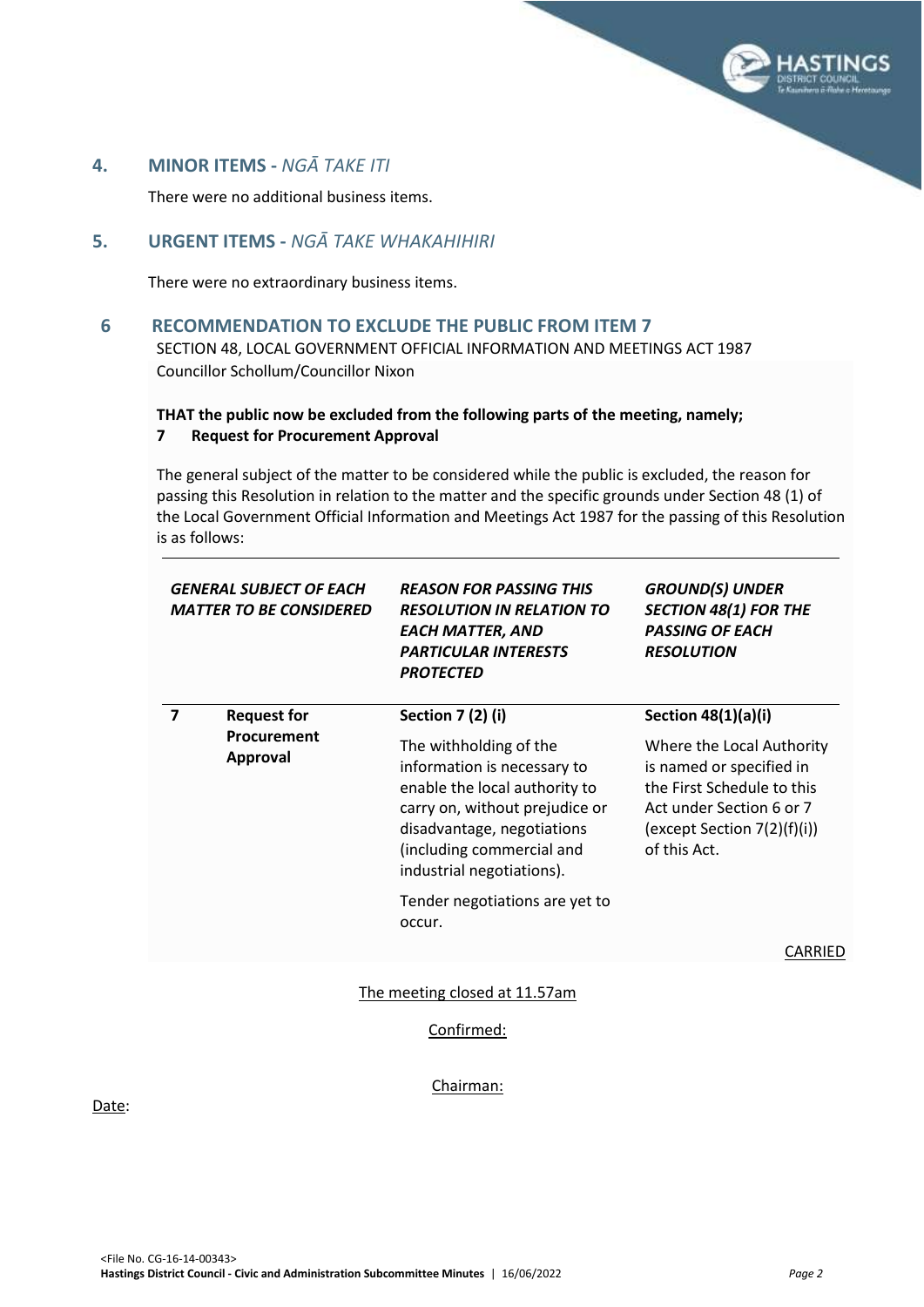## 4. MINOR ITEMS - *NGĀ TAKE ITI*

There were no additional business items.

## 5. URGENT ITEMS - *NGĀ TAKE WHAKAHIHIRI*

There were no extraordinary business items.

## 6 RECOMMENDATION TO EXCLUDE THE PUBLIC FROM ITEM 7

SECTION 48, LOCAL GOVERNMENT OFFICIAL INFORMATION AND MEETINGS ACT 1987
Councillor Schollum/Councillor Nixon

**THAT the public now be excluded from the following parts of the meeting, namely;**
**7 Request for Procurement Approval**

The general subject of the matter to be considered while the public is excluded, the reason for passing this Resolution in relation to the matter and the specific grounds under Section 48 (1) of the Local Government Official Information and Meetings Act 1987 for the passing of this Resolution is as follows:

| ***GENERAL SUBJECT OF EACH MATTER TO BE CONSIDERED*** | ***REASON FOR PASSING THIS RESOLUTION IN RELATION TO EACH MATTER, AND PARTICULAR INTERESTS PROTECTED*** | ***GROUND(S) UNDER SECTION 48(1) FOR THE PASSING OF EACH RESOLUTION*** |
|---|---|---|
| **7 Request for Procurement Approval** | **Section 7 (2) (i)**<br>The withholding of the information is necessary to enable the local authority to carry on, without prejudice or disadvantage, negotiations (including commercial and industrial negotiations).<br>Tender negotiations are yet to occur. | **Section 48(1)(a)(i)**<br>Where the Local Authority is named or specified in the First Schedule to this Act under Section 6 or 7 (except Section 7(2)(f)(i)) of this Act. |

CARRIED

The meeting closed at 11.57am

Confirmed:

Chairman:

Date: